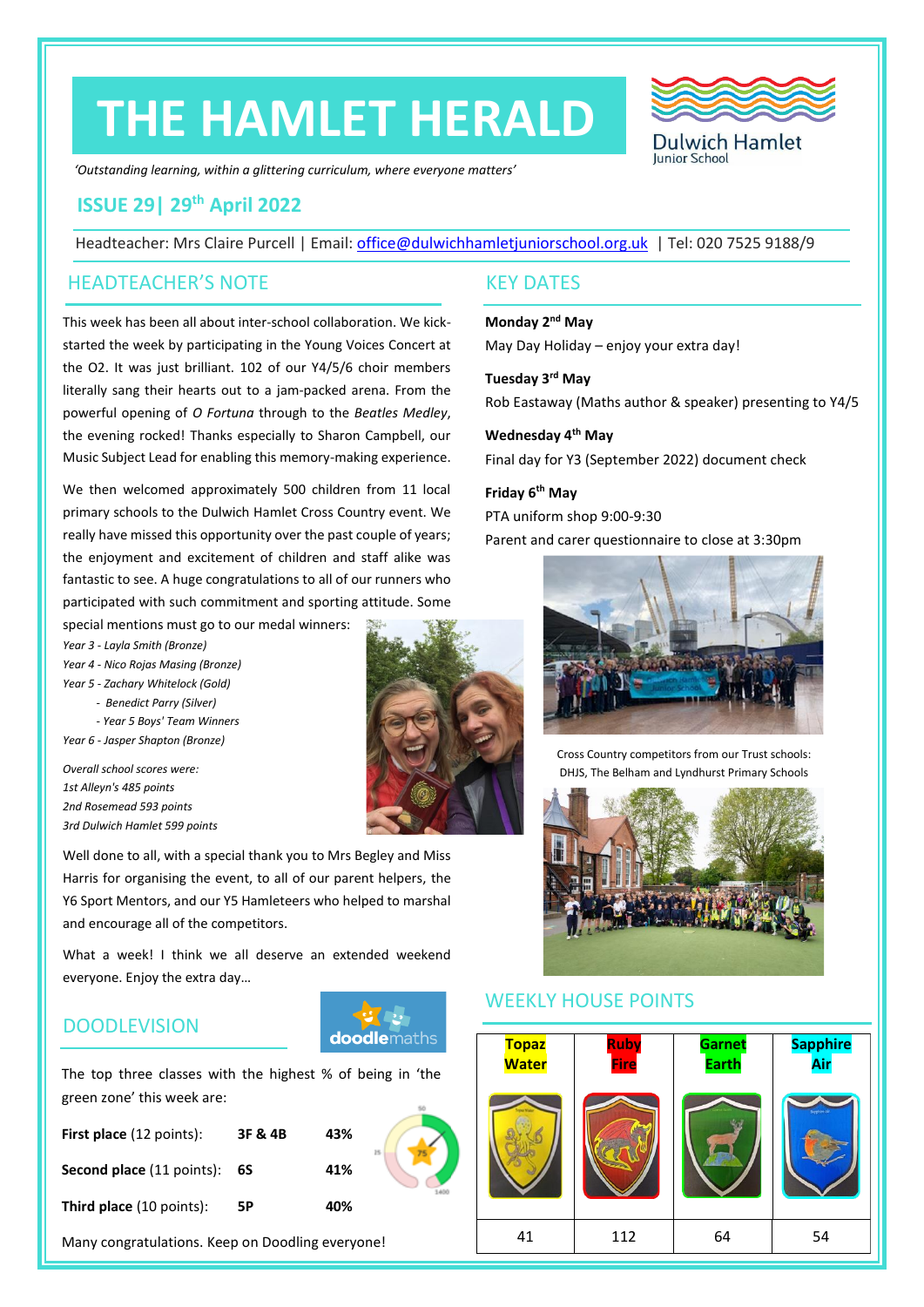# THE HAMLET HERALD

Dulwich Hamlet Junior School

*'Outstanding learning, within a glittering curriculum, where everyone matters'*

## ISSUE 29| 29th April 2022

Headteacher: Mrs Claire Purcell | Email: office@dulwichhamletjuniorschool.org.uk | Tel: 020 7525 9188/9

## HEADTEACHER'S NOTE

This week has been all about inter-school collaboration. We kick-started the week by participating in the Young Voices Concert at the O2. It was just brilliant. 102 of our Y4/5/6 choir members literally sang their hearts out to a jam-packed arena. From the powerful opening of *O Fortuna* through to the *Beatles Medley*, the evening rocked! Thanks especially to Sharon Campbell, our Music Subject Lead for enabling this memory-making experience.

We then welcomed approximately 500 children from 11 local primary schools to the Dulwich Hamlet Cross Country event. We really have missed this opportunity over the past couple of years; the enjoyment and excitement of children and staff alike was fantastic to see. A huge congratulations to all of our runners who participated with such commitment and sporting attitude. Some special mentions must go to our medal winners:

*Year 3 - Layla Smith (Bronze)*
*Year 4 - Nico Rojas Masing (Bronze)*
*Year 5 - Zachary Whitelock (Gold)*
- *Benedict Parry (Silver)*
- *Year 5 Boys' Team Winners*

*Year 6 - Jasper Shapton (Bronze)*

*Overall school scores were:*
*1st Alleyn's 485 points*
*2nd Rosemead 593 points*
*3rd Dulwich Hamlet 599 points*

Well done to all, with a special thank you to Mrs Begley and Miss Harris for organising the event, to all of our parent helpers, the Y6 Sport Mentors, and our Y5 Hamleteers who helped to marshal and encourage all of the competitors.

What a week! I think we all deserve an extended weekend everyone. Enjoy the extra day…

## DOODLEVISION

The top three classes with the highest % of being in 'the green zone' this week are:

| | | |
|---|---|---|
| **First place** (12 points): | **3F & 4B** | **43%** |
| **Second place** (11 points): | **6S** | **41%** |
| **Third place** (10 points): | **5P** | **40%** |

Many congratulations. Keep on Doodling everyone!

## KEY DATES

**Monday 2nd May**
May Day Holiday – enjoy your extra day!

**Tuesday 3rd May**
Rob Eastaway (Maths author & speaker) presenting to Y4/5

**Wednesday 4th May**
Final day for Y3 (September 2022) document check

**Friday 6th May**
PTA uniform shop 9:00-9:30
Parent and carer questionnaire to close at 3:30pm

Cross Country competitors from our Trust schools: DHJS, The Belham and Lyndhurst Primary Schools

## WEEKLY HOUSE POINTS

| Topaz Water | Ruby Fire | Garnet Earth | Sapphire Air |
|---|---|---|---|
| 41 | 112 | 64 | 54 |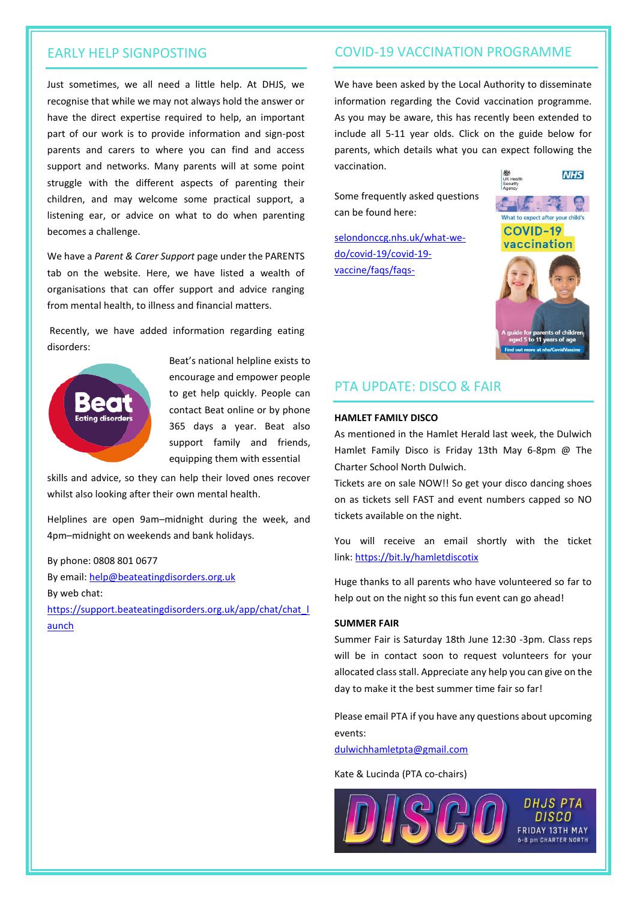## EARLY HELP SIGNPOSTING

Just sometimes, we all need a little help. At DHJS, we recognise that while we may not always hold the answer or have the direct expertise required to help, an important part of our work is to provide information and sign-post parents and carers to where you can find and access support and networks. Many parents will at some point struggle with the different aspects of parenting their children, and may welcome some practical support, a listening ear, or advice on what to do when parenting becomes a challenge.

We have a *Parent & Carer Support* page under the PARENTS tab on the website. Here, we have listed a wealth of organisations that can offer support and advice ranging from mental health, to illness and financial matters.

Recently, we have added information regarding eating disorders:

Beat's national helpline exists to encourage and empower people to get help quickly. People can contact Beat online or by phone 365 days a year. Beat also support family and friends, equipping them with essential skills and advice, so they can help their loved ones recover whilst also looking after their own mental health.

Helplines are open 9am–midnight during the week, and 4pm–midnight on weekends and bank holidays.

By phone: 0808 801 0677
By email: help@beateatingdisorders.org.uk
By web chat:
https://support.beateatingdisorders.org.uk/app/chat/chat_launch

## COVID-19 VACCINATION PROGRAMME

We have been asked by the Local Authority to disseminate information regarding the Covid vaccination programme. As you may be aware, this has recently been extended to include all 5-11 year olds. Click on the guide below for parents, which details what you can expect following the vaccination.

Some frequently asked questions can be found here:

selondonccg.nhs.uk/what-we-do/covid-19/covid-19-vaccine/faqs/faqs-

## PTA UPDATE: DISCO & FAIR

**HAMLET FAMILY DISCO**

As mentioned in the Hamlet Herald last week, the Dulwich Hamlet Family Disco is Friday 13th May 6-8pm @ The Charter School North Dulwich.
Tickets are on sale NOW!! So get your disco dancing shoes on as tickets sell FAST and event numbers capped so NO tickets available on the night.

You will receive an email shortly with the ticket link: https://bit.ly/hamletdiscotix

Huge thanks to all parents who have volunteered so far to help out on the night so this fun event can go ahead!

**SUMMER FAIR**

Summer Fair is Saturday 18th June 12:30 -3pm. Class reps will be in contact soon to request volunteers for your allocated class stall. Appreciate any help you can give on the day to make it the best summer time fair so far!

Please email PTA if you have any questions about upcoming events:
dulwichhamletpta@gmail.com

Kate & Lucinda (PTA co-chairs)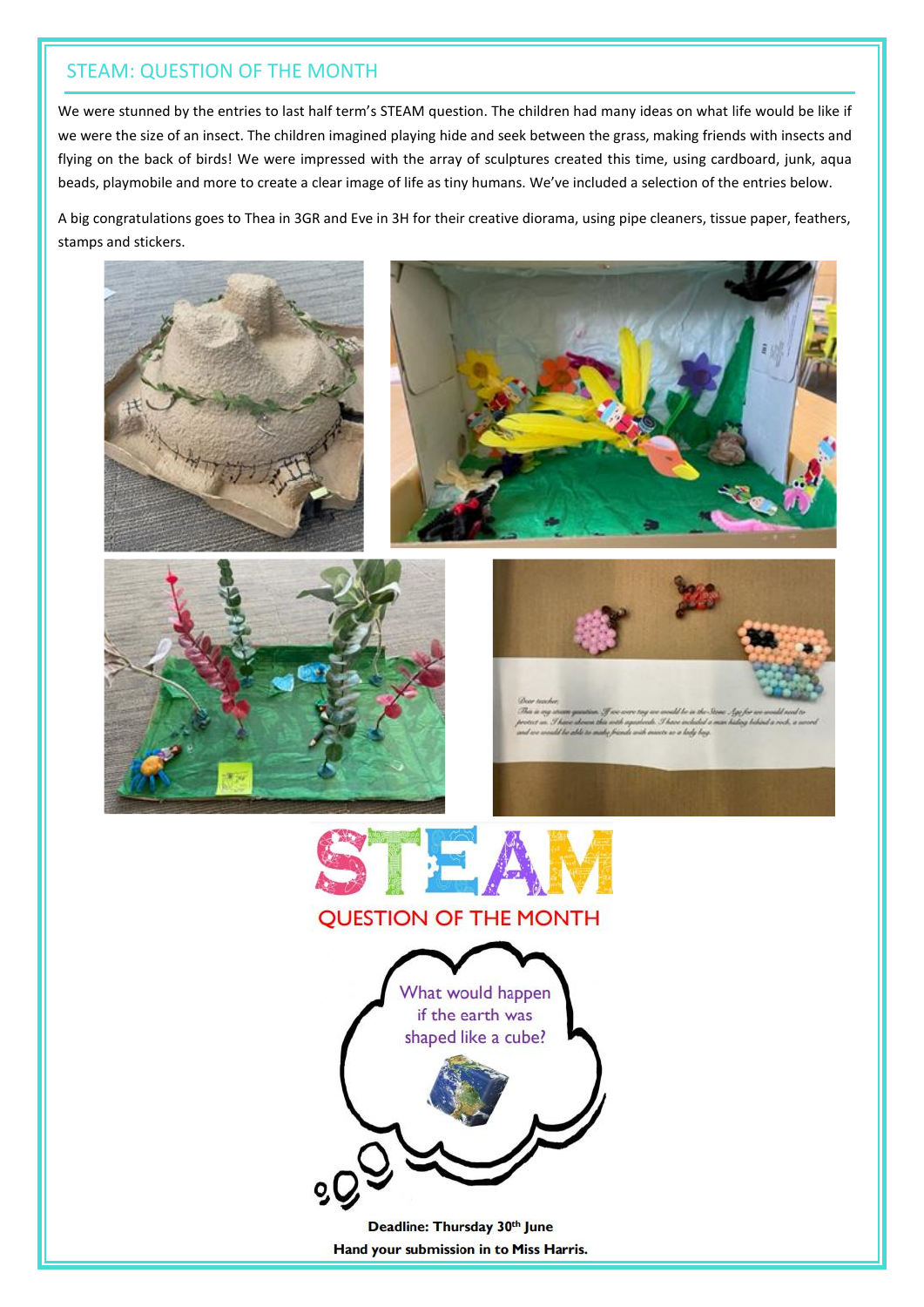## STEAM: QUESTION OF THE MONTH

We were stunned by the entries to last half term's STEAM question. The children had many ideas on what life would be like if we were the size of an insect. The children imagined playing hide and seek between the grass, making friends with insects and flying on the back of birds! We were impressed with the array of sculptures created this time, using cardboard, junk, aqua beads, playmobile and more to create a clear image of life as tiny humans. We've included a selection of the entries below.

A big congratulations goes to Thea in 3GR and Eve in 3H for their creative diorama, using pipe cleaners, tissue paper, feathers, stamps and stickers.

STEAM

QUESTION OF THE MONTH

What would happen if the earth was shaped like a cube?

**Deadline: Thursday 30th June**

**Hand your submission in to Miss Harris.**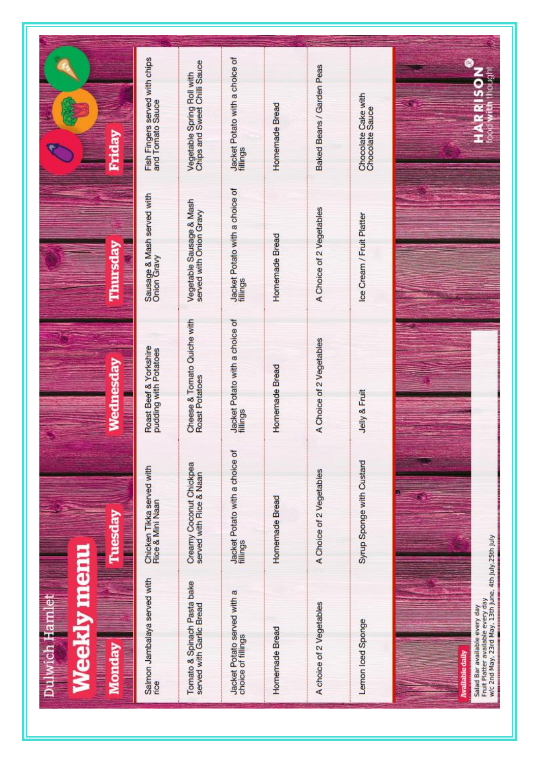Dulwich Hamlet

# Weekly menu

| Monday | Tuesday | Wednesday | Thursday | Friday |
| --- | --- | --- | --- | --- |
| Salmon Jambalaya served with rice | Chicken Tikka served with Rice & Mini Naan | Roast Beef & Yorkshire pudding with Potatoes | Sausage & Mash served with Onion Gravy | Fish Fingers served with chips and Tomato Sauce |
| Tomato & Spinach Pasta bake served with Garlic Bread | Creamy Coconut Chickpea served with Rice & Naan | Cheese & Tomato Quiche with Roast Potatoes | Vegetable Sausage & Mash served with Onion Gravy | Vegetable Spring Roll with Chips and Sweet Chilli Sauce |
| Jacket Potato served with a choice of fillings | Jacket Potato with a choice of fillings | Jacket Potato with a choice of fillings | Jacket Potato with a choice of fillings | Jacket Potato with a choice of fillings |
| Homemade Bread | Homemade Bread | Homemade Bread | Homemade Bread | Homemade Bread |
| A choice of 2 Vegetables | A Choice of 2 Vegetables | A Choice of 2 Vegetables | A Choice of 2 Vegetables | Baked Beans / Garden Peas |
| Lemon Iced Sponge | Syrup Sponge with Custard | Jelly & Fruit | Ice Cream / Fruit Platter | Chocolate Cake with Chocolate Sauce |

**Available daily**

Salad Bar available every day
Fruit Platter available every day
w/c 2nd May, 23rd May, 13th June, 4th July,25th July

HARRISON® food with thought